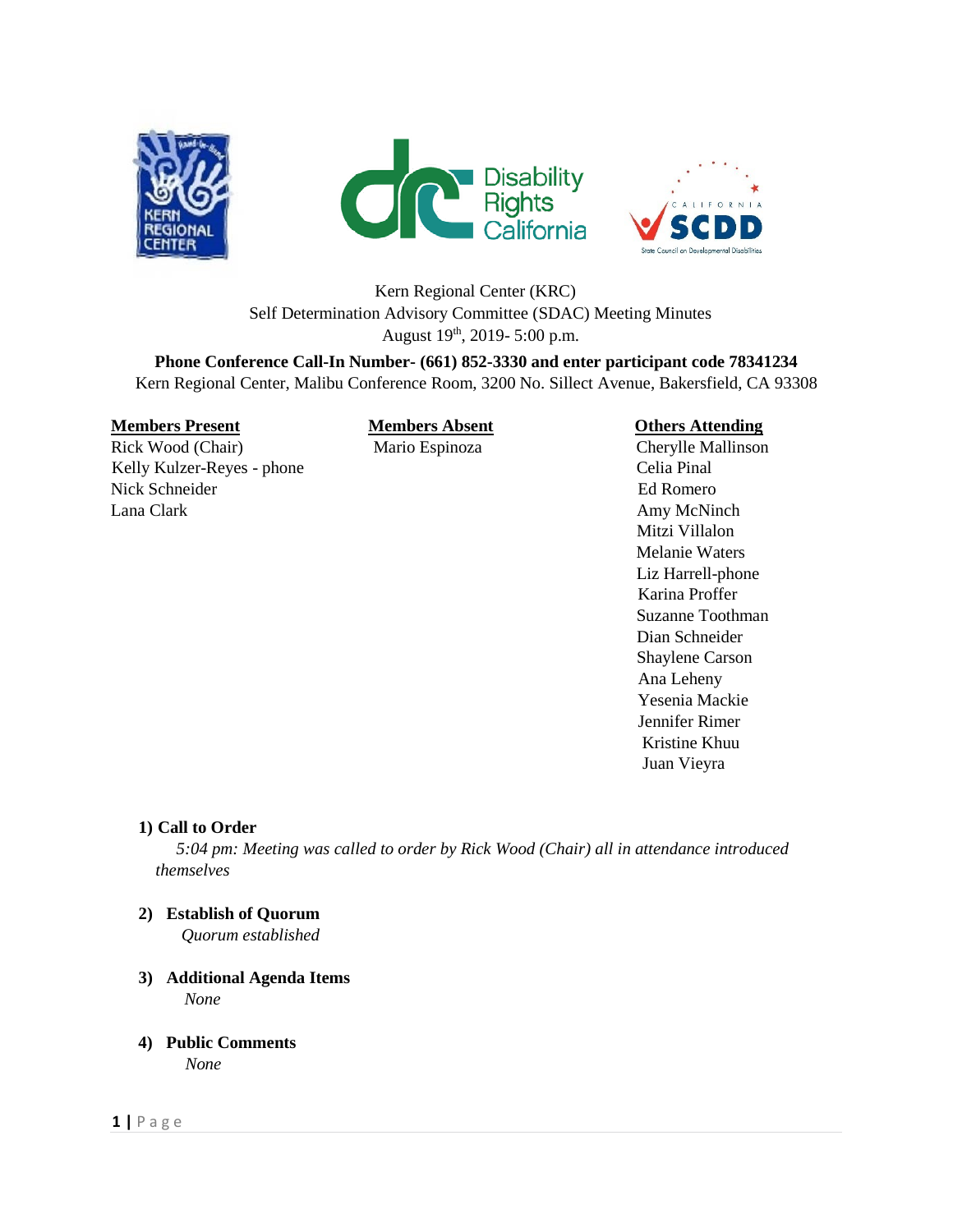Kern Regional Center (KRC)
Self Determination Advisory Committee (SDAC) Meeting Minutes
August 19th, 2019- 5:00 p.m.

**Phone Conference Call-In Number- (661) 852-3330 and enter participant code 78341234**
Kern Regional Center, Malibu Conference Room, 3200 No. Sillect Avenue, Bakersfield, CA 93308

| Members Present | Members Absent | Others Attending |
|---|---|---|
| Rick Wood (Chair) | Mario Espinoza | Cherylle Mallinson |
| Kelly Kulzer-Reyes - phone | | Celia Pinal |
| Nick Schneider | | Ed Romero |
| Lana Clark | | Amy McNinch |
| | | Mitzi Villalon |
| | | Melanie Waters |
| | | Liz Harrell-phone |
| | | Karina Proffer |
| | | Suzanne Toothman |
| | | Dian Schneider |
| | | Shaylene Carson |
| | | Ana Leheny |
| | | Yesenia Mackie |
| | | Jennifer Rimer |
| | | Kristine Khuu |
| | | Juan Vieyra |

**1) Call to Order**

*5:04 pm: Meeting was called to order by Rick Wood (Chair) all in attendance introduced themselves*

**2) Establish of Quorum**

*Quorum established*

**3) Additional Agenda Items**

*None*

**4) Public Comments**

*None*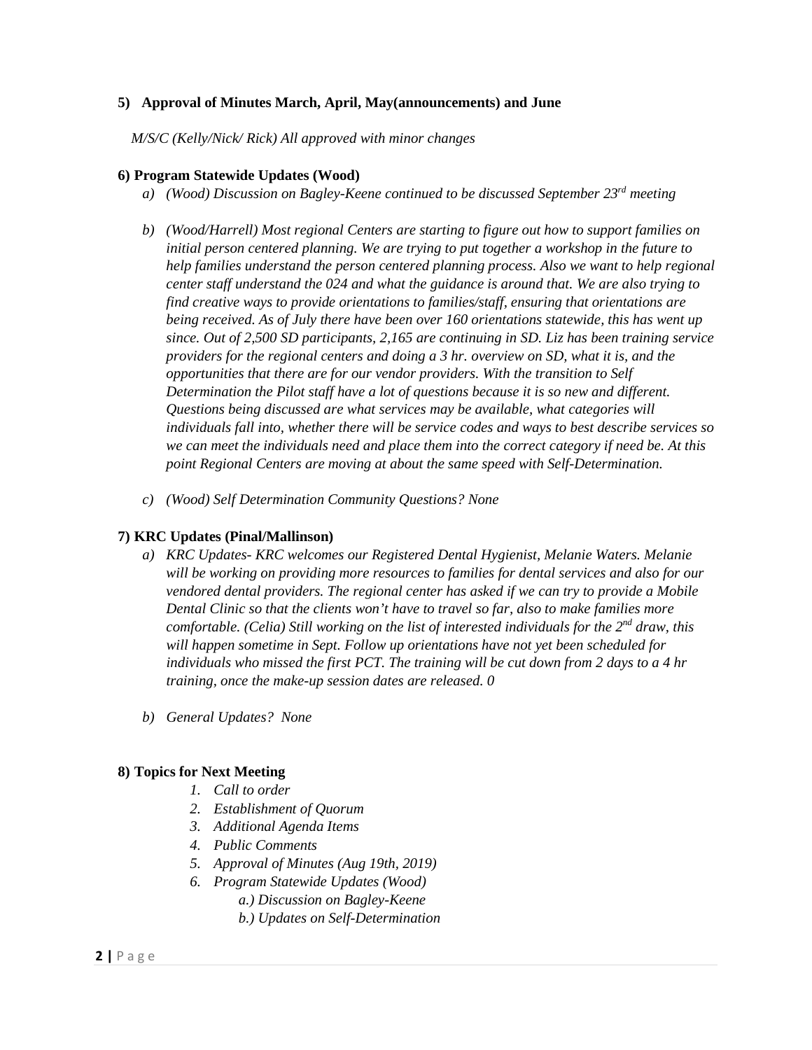**5) Approval of Minutes March, April, May(announcements) and June**

*M/S/C (Kelly/Nick/ Rick) All approved with minor changes*

**6) Program Statewide Updates (Wood)**

a) *(Wood) Discussion on Bagley-Keene continued to be discussed September 23rd meeting*

b) *(Wood/Harrell) Most regional Centers are starting to figure out how to support families on initial person centered planning. We are trying to put together a workshop in the future to help families understand the person centered planning process. Also we want to help regional center staff understand the 024 and what the guidance is around that. We are also trying to find creative ways to provide orientations to families/staff, ensuring that orientations are being received. As of July there have been over 160 orientations statewide, this has went up since. Out of 2,500 SD participants, 2,165 are continuing in SD. Liz has been training service providers for the regional centers and doing a 3 hr. overview on SD, what it is, and the opportunities that there are for our vendor providers. With the transition to Self Determination the Pilot staff have a lot of questions because it is so new and different. Questions being discussed are what services may be available, what categories will individuals fall into, whether there will be service codes and ways to best describe services so we can meet the individuals need and place them into the correct category if need be. At this point Regional Centers are moving at about the same speed with Self-Determination.*

c) *(Wood) Self Determination Community Questions? None*

**7) KRC Updates (Pinal/Mallinson)**

a) *KRC Updates- KRC welcomes our Registered Dental Hygienist, Melanie Waters. Melanie will be working on providing more resources to families for dental services and also for our vendored dental providers. The regional center has asked if we can try to provide a Mobile Dental Clinic so that the clients won't have to travel so far, also to make families more comfortable. (Celia) Still working on the list of interested individuals for the 2nd draw, this will happen sometime in Sept. Follow up orientations have not yet been scheduled for individuals who missed the first PCT. The training will be cut down from 2 days to a 4 hr training, once the make-up session dates are released. 0*

b) *General Updates? None*

**8) Topics for Next Meeting**

1. *Call to order*
2. *Establishment of Quorum*
3. *Additional Agenda Items*
4. *Public Comments*
5. *Approval of Minutes (Aug 19th, 2019)*
6. *Program Statewide Updates (Wood)*
    - *a.) Discussion on Bagley-Keene*
    - *b.) Updates on Self-Determination*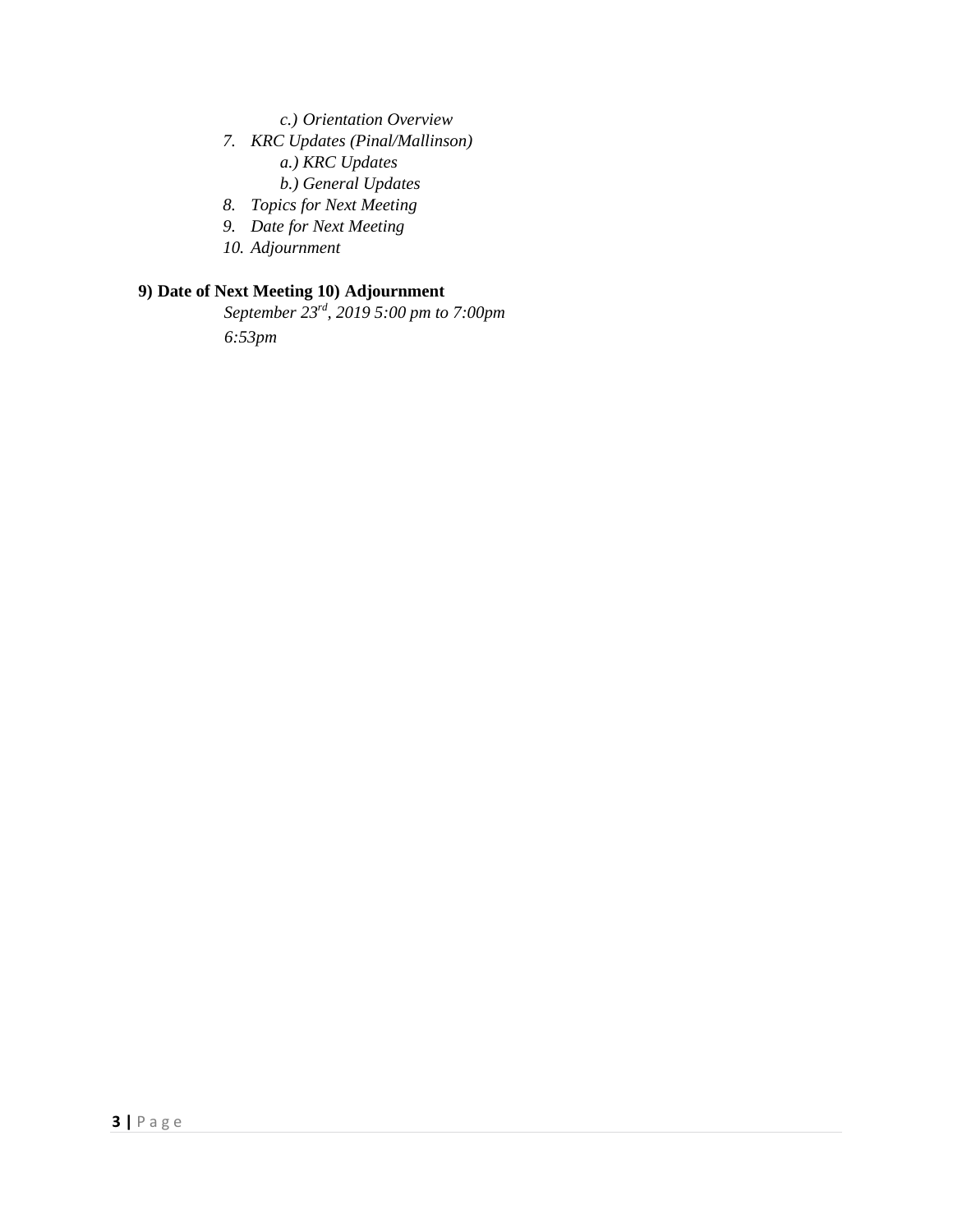*c.) Orientation Overview*

7. *KRC Updates (Pinal/Mallinson)*
    *a.) KRC Updates*
    *b.) General Updates*
8. *Topics for Next Meeting*
9. *Date for Next Meeting*
10. *Adjournment*

**9) Date of Next Meeting 10) Adjournment**

*September 23rd, 2019 5:00 pm to 7:00pm*

*6:53pm*